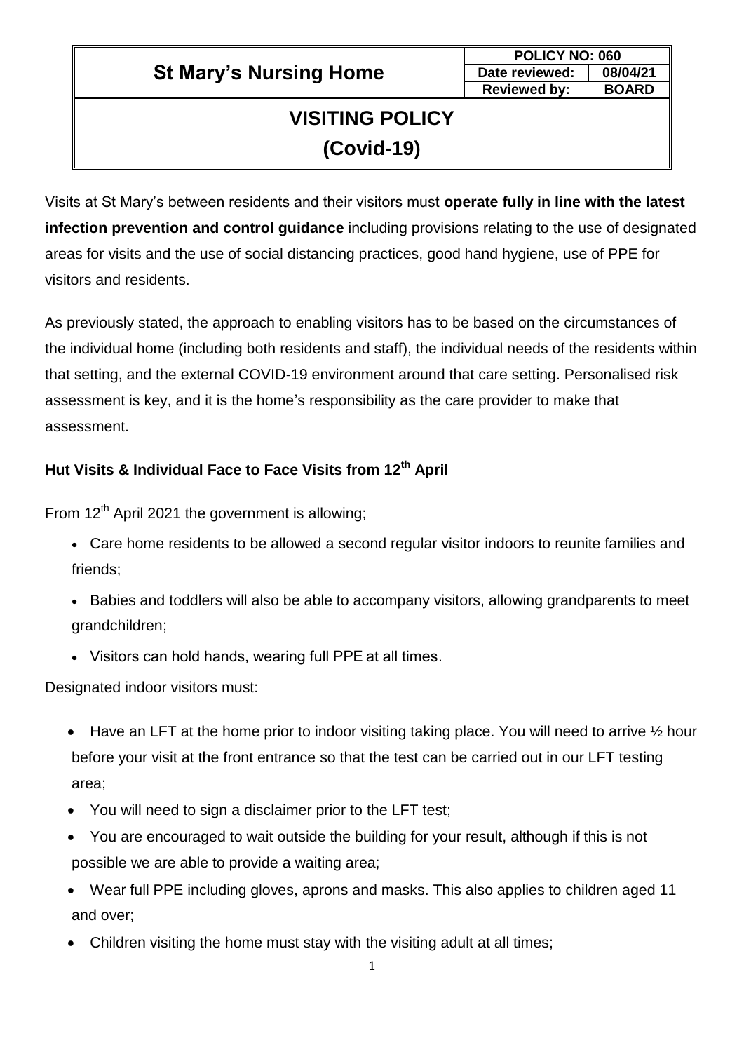| St Mary's Nursing Home | POLICY NO: 060 | |
|---|---|---|
| | Date reviewed: | 08/04/21 |
| | Reviewed by: | BOARD |

# VISITING POLICY
# (Covid-19)

Visits at St Mary's between residents and their visitors must **operate fully in line with the latest infection prevention and control guidance** including provisions relating to the use of designated areas for visits and the use of social distancing practices, good hand hygiene, use of PPE for visitors and residents.

As previously stated, the approach to enabling visitors has to be based on the circumstances of the individual home (including both residents and staff), the individual needs of the residents within that setting, and the external COVID-19 environment around that care setting. Personalised risk assessment is key, and it is the home's responsibility as the care provider to make that assessment.

**Hut Visits & Individual Face to Face Visits from 12th April**

From 12th April 2021 the government is allowing;

- Care home residents to be allowed a second regular visitor indoors to reunite families and friends;
- Babies and toddlers will also be able to accompany visitors, allowing grandparents to meet grandchildren;
- Visitors can hold hands, wearing full PPE at all times.

Designated indoor visitors must:

- Have an LFT at the home prior to indoor visiting taking place. You will need to arrive ½ hour before your visit at the front entrance so that the test can be carried out in our LFT testing area;
- You will need to sign a disclaimer prior to the LFT test;
- You are encouraged to wait outside the building for your result, although if this is not possible we are able to provide a waiting area;
- Wear full PPE including gloves, aprons and masks. This also applies to children aged 11 and over;
- Children visiting the home must stay with the visiting adult at all times;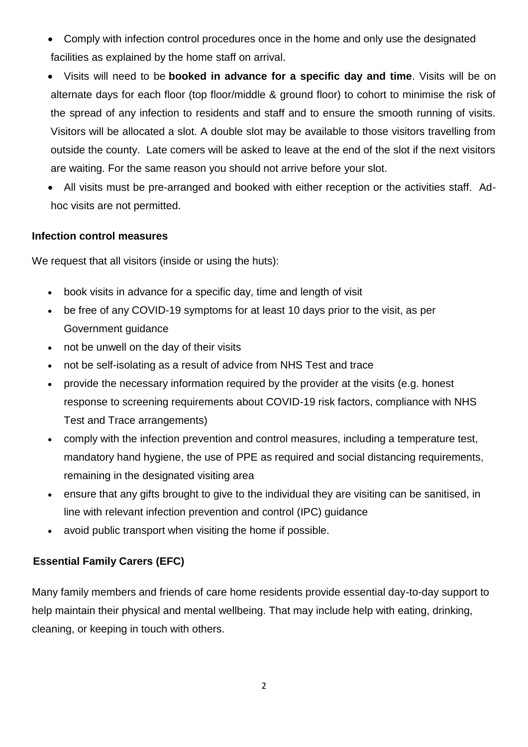- Comply with infection control procedures once in the home and only use the designated facilities as explained by the home staff on arrival.
- Visits will need to be **booked in advance for a specific day and time**. Visits will be on alternate days for each floor (top floor/middle & ground floor) to cohort to minimise the risk of the spread of any infection to residents and staff and to ensure the smooth running of visits. Visitors will be allocated a slot. A double slot may be available to those visitors travelling from outside the county. Late comers will be asked to leave at the end of the slot if the next visitors are waiting. For the same reason you should not arrive before your slot.
- All visits must be pre-arranged and booked with either reception or the activities staff. Ad-hoc visits are not permitted.

**Infection control measures**

We request that all visitors (inside or using the huts):

- book visits in advance for a specific day, time and length of visit
- be free of any COVID-19 symptoms for at least 10 days prior to the visit, as per Government guidance
- not be unwell on the day of their visits
- not be self-isolating as a result of advice from NHS Test and trace
- provide the necessary information required by the provider at the visits (e.g. honest response to screening requirements about COVID-19 risk factors, compliance with NHS Test and Trace arrangements)
- comply with the infection prevention and control measures, including a temperature test, mandatory hand hygiene, the use of PPE as required and social distancing requirements, remaining in the designated visiting area
- ensure that any gifts brought to give to the individual they are visiting can be sanitised, in line with relevant infection prevention and control (IPC) guidance
- avoid public transport when visiting the home if possible.

**Essential Family Carers (EFC)**

Many family members and friends of care home residents provide essential day-to-day support to help maintain their physical and mental wellbeing. That may include help with eating, drinking, cleaning, or keeping in touch with others.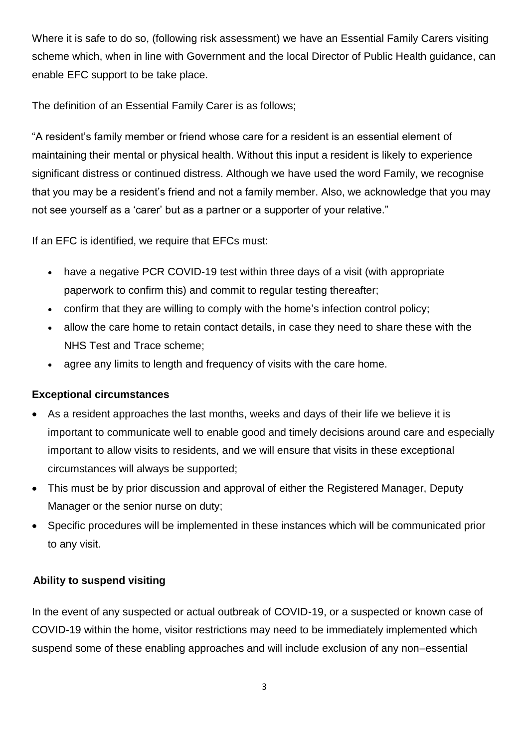Where it is safe to do so, (following risk assessment) we have an Essential Family Carers visiting scheme which, when in line with Government and the local Director of Public Health guidance, can enable EFC support to be take place.

The definition of an Essential Family Carer is as follows;

"A resident's family member or friend whose care for a resident is an essential element of maintaining their mental or physical health. Without this input a resident is likely to experience significant distress or continued distress. Although we have used the word Family, we recognise that you may be a resident's friend and not a family member. Also, we acknowledge that you may not see yourself as a 'carer' but as a partner or a supporter of your relative."

If an EFC is identified, we require that EFCs must:

- have a negative PCR COVID-19 test within three days of a visit (with appropriate paperwork to confirm this) and commit to regular testing thereafter;
- confirm that they are willing to comply with the home's infection control policy;
- allow the care home to retain contact details, in case they need to share these with the NHS Test and Trace scheme;
- agree any limits to length and frequency of visits with the care home.

**Exceptional circumstances**

- As a resident approaches the last months, weeks and days of their life we believe it is important to communicate well to enable good and timely decisions around care and especially important to allow visits to residents, and we will ensure that visits in these exceptional circumstances will always be supported;
- This must be by prior discussion and approval of either the Registered Manager, Deputy Manager or the senior nurse on duty;
- Specific procedures will be implemented in these instances which will be communicated prior to any visit.

**Ability to suspend visiting**

In the event of any suspected or actual outbreak of COVID-19, or a suspected or known case of COVID-19 within the home, visitor restrictions may need to be immediately implemented which suspend some of these enabling approaches and will include exclusion of any non–essential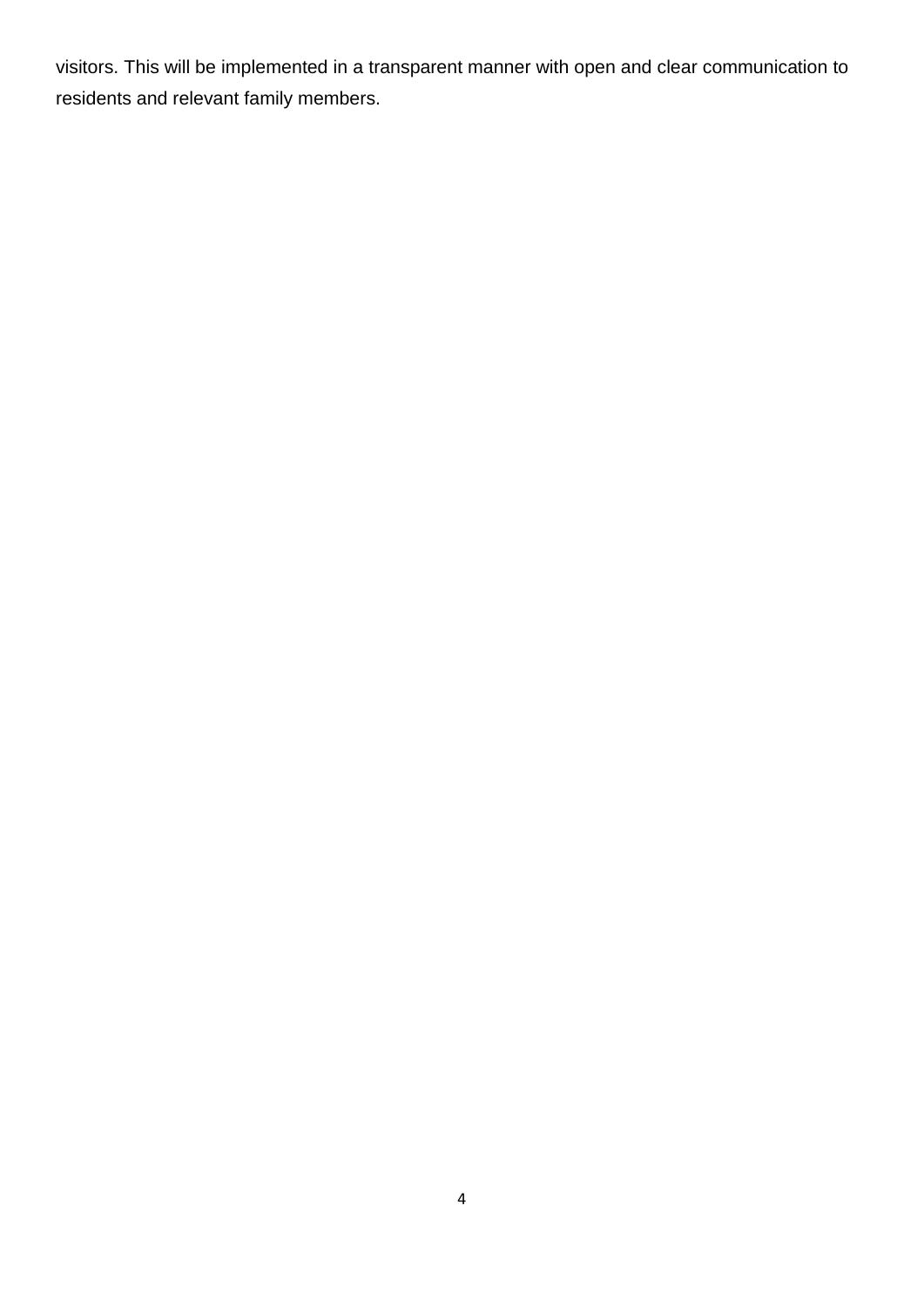visitors. This will be implemented in a transparent manner with open and clear communication to residents and relevant family members.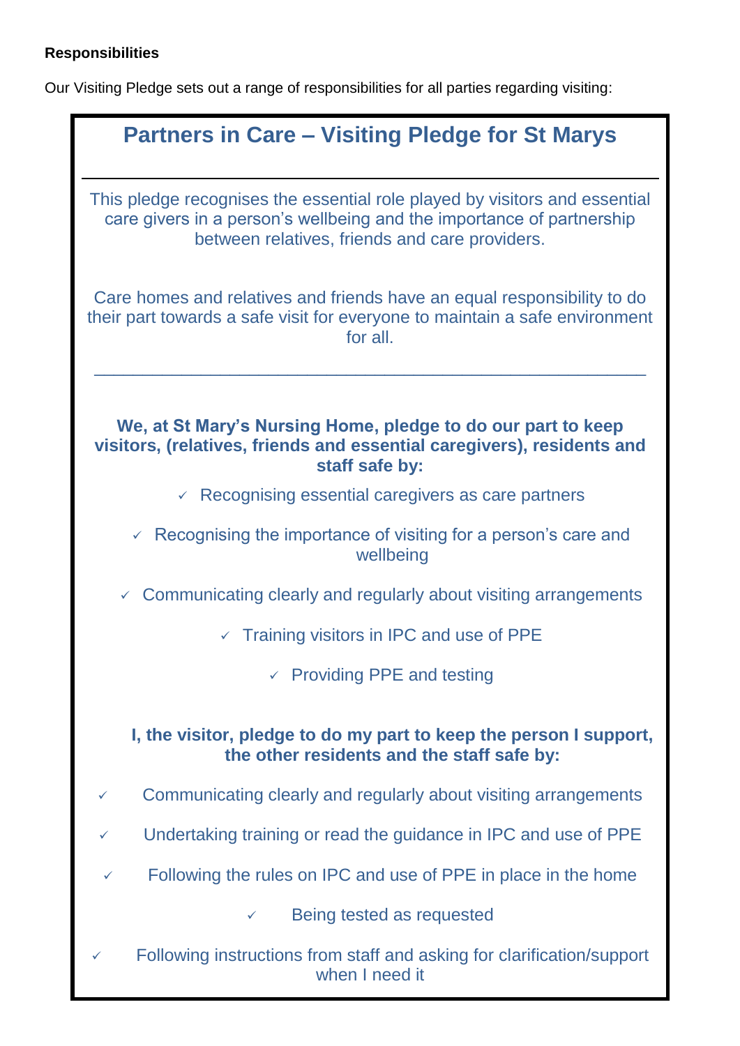**Responsibilities**

Our Visiting Pledge sets out a range of responsibilities for all parties regarding visiting:

## Partners in Care – Visiting Pledge for St Marys

This pledge recognises the essential role played by visitors and essential care givers in a person's wellbeing and the importance of partnership between relatives, friends and care providers.

Care homes and relatives and friends have an equal responsibility to do their part towards a safe visit for everyone to maintain a safe environment for all.

---

**We, at St Mary's Nursing Home, pledge to do our part to keep visitors, (relatives, friends and essential caregivers), residents and staff safe by:**

- ✓ Recognising essential caregivers as care partners
- ✓ Recognising the importance of visiting for a person's care and wellbeing
- ✓ Communicating clearly and regularly about visiting arrangements
- ✓ Training visitors in IPC and use of PPE
- ✓ Providing PPE and testing

**I, the visitor, pledge to do my part to keep the person I support, the other residents and the staff safe by:**

- ✓ Communicating clearly and regularly about visiting arrangements
- ✓ Undertaking training or read the guidance in IPC and use of PPE
- ✓ Following the rules on IPC and use of PPE in place in the home
- ✓ Being tested as requested
- ✓ Following instructions from staff and asking for clarification/support when I need it